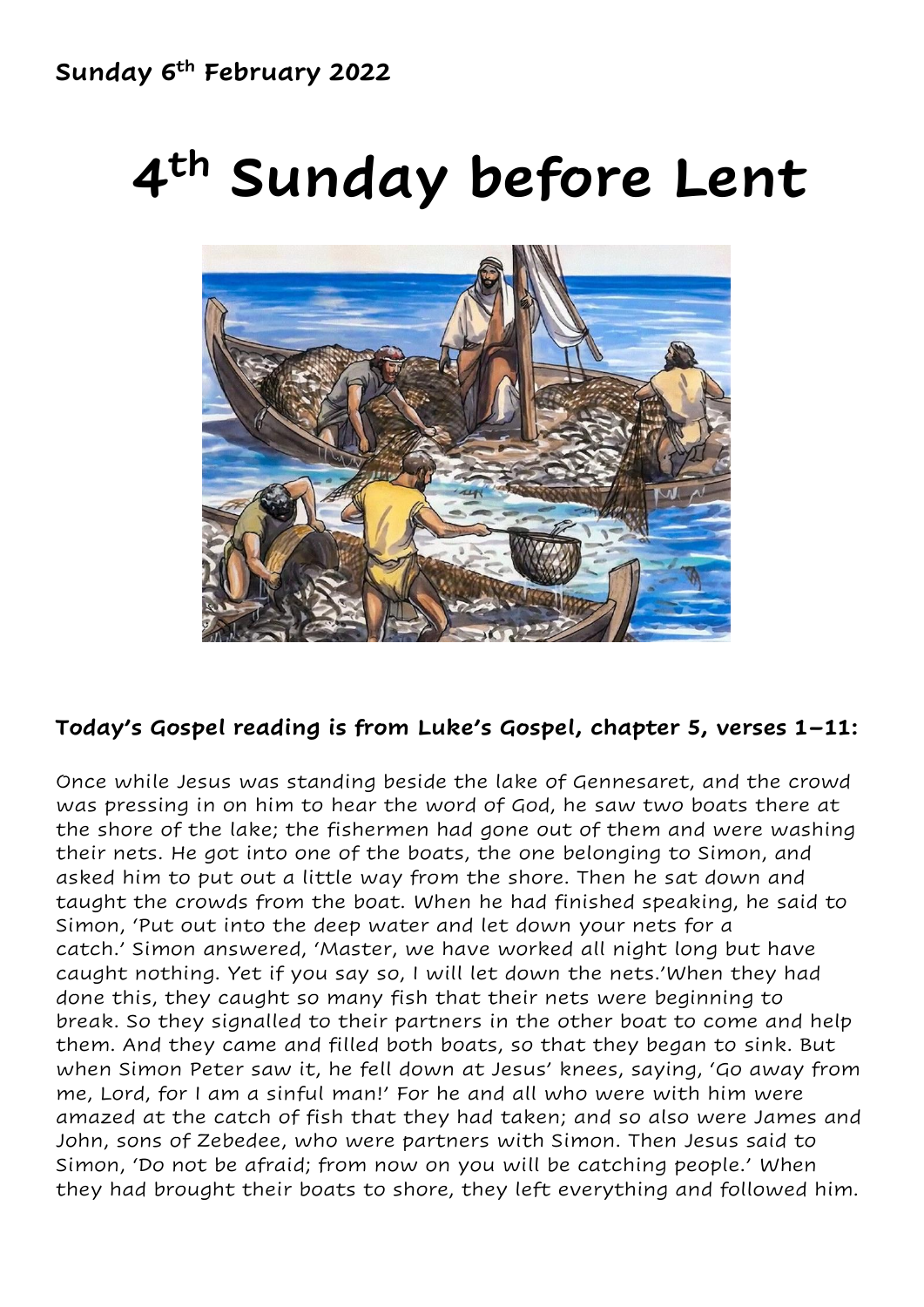**Sunday 6th February 2022**

# 4th Sunday before Lent

**Today's Gospel reading is from Luke's Gospel, chapter 5, verses 1–11:**

Once while Jesus was standing beside the lake of Gennesaret, and the crowd was pressing in on him to hear the word of God, he saw two boats there at the shore of the lake; the fishermen had gone out of them and were washing their nets. He got into one of the boats, the one belonging to Simon, and asked him to put out a little way from the shore. Then he sat down and taught the crowds from the boat. When he had finished speaking, he said to Simon, 'Put out into the deep water and let down your nets for a catch.' Simon answered, 'Master, we have worked all night long but have caught nothing. Yet if you say so, I will let down the nets.'When they had done this, they caught so many fish that their nets were beginning to break. So they signalled to their partners in the other boat to come and help them. And they came and filled both boats, so that they began to sink. But when Simon Peter saw it, he fell down at Jesus' knees, saying, 'Go away from me, Lord, for I am a sinful man!' For he and all who were with him were amazed at the catch of fish that they had taken; and so also were James and John, sons of Zebedee, who were partners with Simon. Then Jesus said to Simon, 'Do not be afraid; from now on you will be catching people.' When they had brought their boats to shore, they left everything and followed him.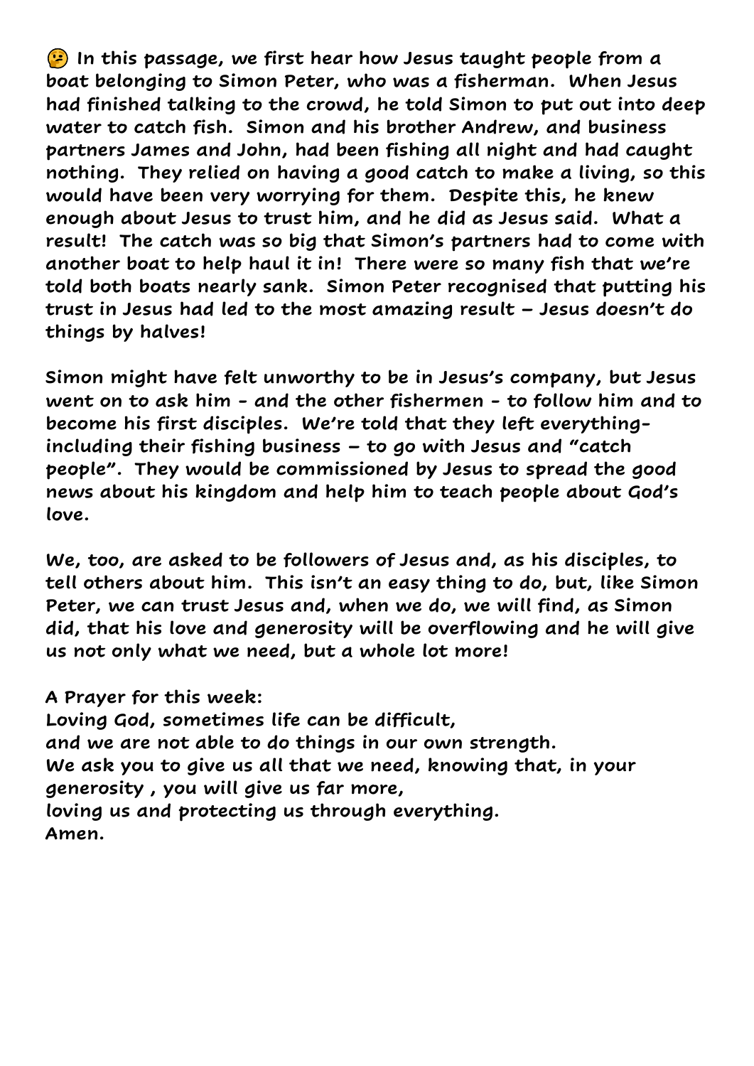🤔 In this passage, we first hear how Jesus taught people from a boat belonging to Simon Peter, who was a fisherman. When Jesus had finished talking to the crowd, he told Simon to put out into deep water to catch fish. Simon and his brother Andrew, and business partners James and John, had been fishing all night and had caught nothing. They relied on having a good catch to make a living, so this would have been very worrying for them. Despite this, he knew enough about Jesus to trust him, and he did as Jesus said. What a result! The catch was so big that Simon's partners had to come with another boat to help haul it in! There were so many fish that we're told both boats nearly sank. Simon Peter recognised that putting his trust in Jesus had led to the most amazing result – Jesus doesn't do things by halves!

Simon might have felt unworthy to be in Jesus's company, but Jesus went on to ask him - and the other fishermen - to follow him and to become his first disciples. We're told that they left everything- including their fishing business – to go with Jesus and "catch people". They would be commissioned by Jesus to spread the good news about his kingdom and help him to teach people about God's love.

We, too, are asked to be followers of Jesus and, as his disciples, to tell others about him. This isn't an easy thing to do, but, like Simon Peter, we can trust Jesus and, when we do, we will find, as Simon did, that his love and generosity will be overflowing and he will give us not only what we need, but a whole lot more!

A Prayer for this week:
Loving God, sometimes life can be difficult,
and we are not able to do things in our own strength.
We ask you to give us all that we need, knowing that, in your generosity , you will give us far more,
loving us and protecting us through everything.
Amen.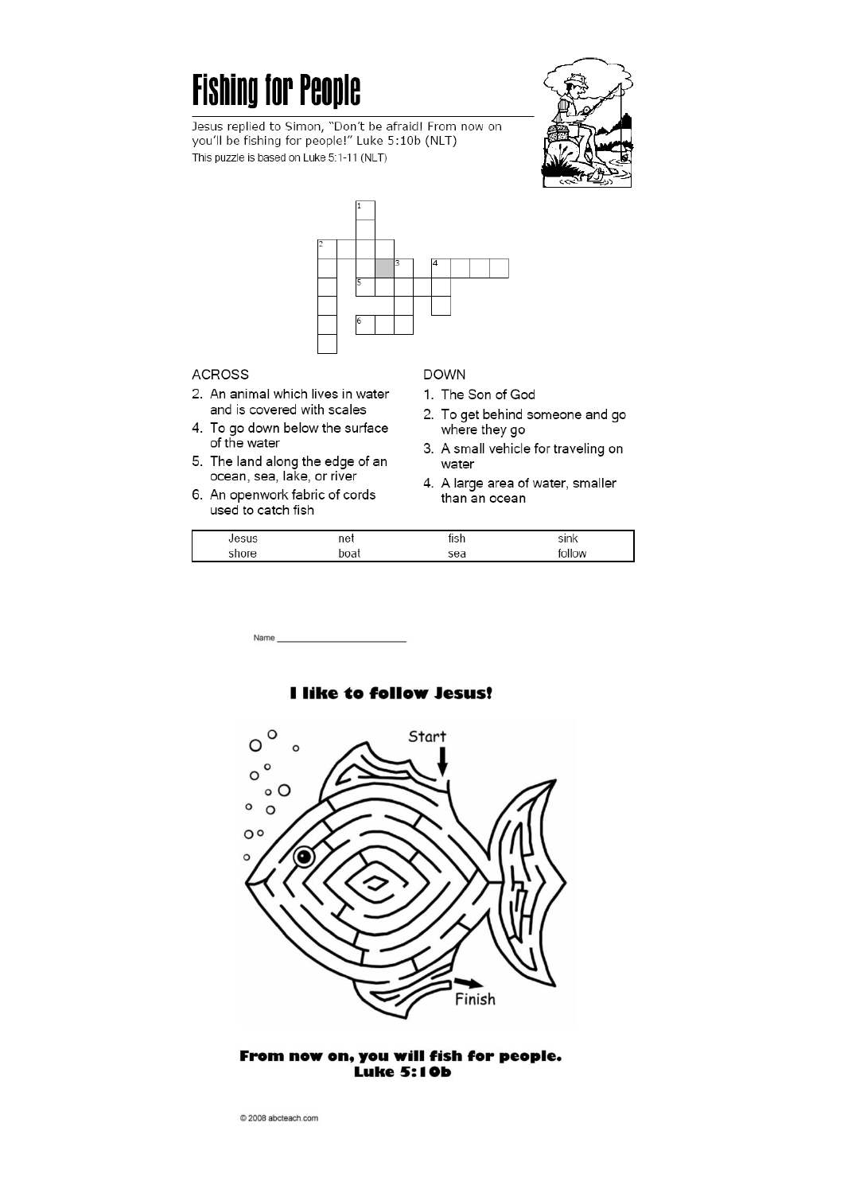# Fishing for People

Jesus replied to Simon, "Don't be afraid! From now on you'll be fishing for people!" Luke 5:10b (NLT)

This puzzle is based on Luke 5:1-11 (NLT)

**ACROSS**

2. An animal which lives in water and is covered with scales
4. To go down below the surface of the water
5. The land along the edge of an ocean, sea, lake, or river
6. An openwork fabric of cords used to catch fish

**DOWN**

1. The Son of God
2. To get behind someone and go where they go
3. A small vehicle for traveling on water
4. A large area of water, smaller than an ocean

| | | | |
|---|---|---|---|
| Jesus | net | fish | sink |
| shore | boat | sea | follow |

Name ___________________________

## I like to follow Jesus!

Start

Finish

**From now on, you will fish for people.**
**Luke 5:10b**

© 2008 abcteach.com